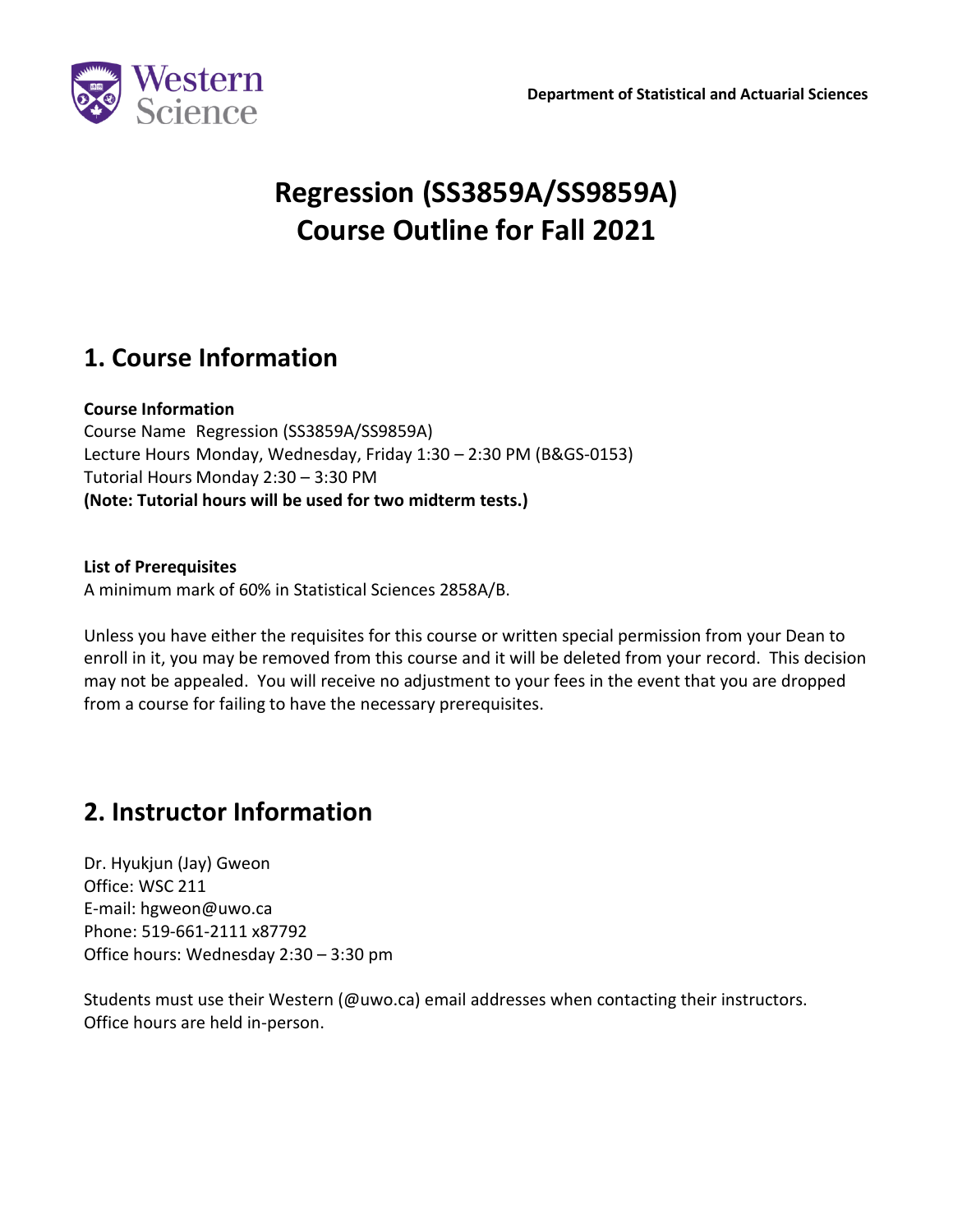Department of Statistical and Actuarial Sciences

# Regression (SS3859A/SS9859A)
# Course Outline for Fall 2021

## 1. Course Information

**Course Information**

Course Name Regression (SS3859A/SS9859A)
Lecture Hours Monday, Wednesday, Friday 1:30 – 2:30 PM (B&GS-0153)
Tutorial Hours Monday 2:30 – 3:30 PM
**(Note: Tutorial hours will be used for two midterm tests.)**

**List of Prerequisites**

A minimum mark of 60% in Statistical Sciences 2858A/B.

Unless you have either the requisites for this course or written special permission from your Dean to enroll in it, you may be removed from this course and it will be deleted from your record. This decision may not be appealed. You will receive no adjustment to your fees in the event that you are dropped from a course for failing to have the necessary prerequisites.

## 2. Instructor Information

Dr. Hyukjun (Jay) Gweon
Office: WSC 211
E-mail: hgweon@uwo.ca
Phone: 519-661-2111 x87792
Office hours: Wednesday 2:30 – 3:30 pm

Students must use their Western (@uwo.ca) email addresses when contacting their instructors.
Office hours are held in-person.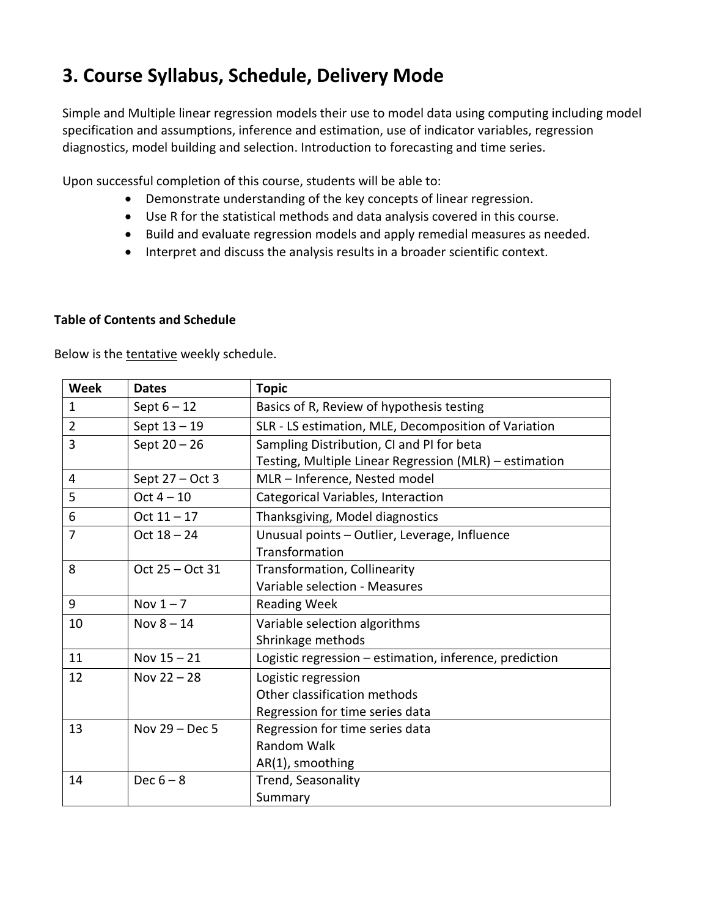# 3. Course Syllabus, Schedule, Delivery Mode

Simple and Multiple linear regression models their use to model data using computing including model specification and assumptions, inference and estimation, use of indicator variables, regression diagnostics, model building and selection. Introduction to forecasting and time series.

Upon successful completion of this course, students will be able to:

- Demonstrate understanding of the key concepts of linear regression.
- Use R for the statistical methods and data analysis covered in this course.
- Build and evaluate regression models and apply remedial measures as needed.
- Interpret and discuss the analysis results in a broader scientific context.

**Table of Contents and Schedule**

Below is the <u>tentative</u> weekly schedule.

| Week | Dates | Topic |
|---|---|---|
| 1 | Sept 6 – 12 | Basics of R, Review of hypothesis testing |
| 2 | Sept 13 – 19 | SLR - LS estimation, MLE, Decomposition of Variation |
| 3 | Sept 20 – 26 | Sampling Distribution, CI and PI for beta<br>Testing, Multiple Linear Regression (MLR) – estimation |
| 4 | Sept 27 – Oct 3 | MLR – Inference, Nested model |
| 5 | Oct 4 – 10 | Categorical Variables, Interaction |
| 6 | Oct 11 – 17 | Thanksgiving, Model diagnostics |
| 7 | Oct 18 – 24 | Unusual points – Outlier, Leverage, Influence<br>Transformation |
| 8 | Oct 25 – Oct 31 | Transformation, Collinearity<br>Variable selection - Measures |
| 9 | Nov 1 – 7 | Reading Week |
| 10 | Nov 8 – 14 | Variable selection algorithms<br>Shrinkage methods |
| 11 | Nov 15 – 21 | Logistic regression – estimation, inference, prediction |
| 12 | Nov 22 – 28 | Logistic regression<br>Other classification methods<br>Regression for time series data |
| 13 | Nov 29 – Dec 5 | Regression for time series data<br>Random Walk<br>AR(1), smoothing |
| 14 | Dec 6 – 8 | Trend, Seasonality<br>Summary |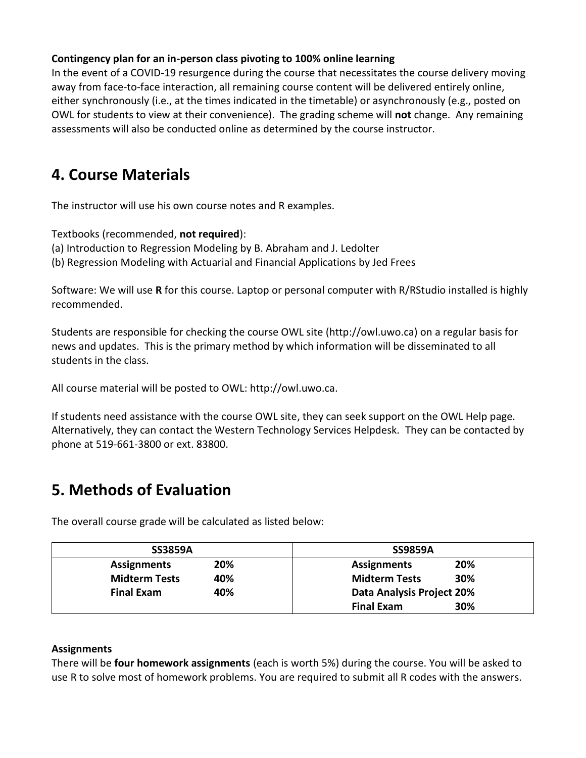**Contingency plan for an in-person class pivoting to 100% online learning**
In the event of a COVID-19 resurgence during the course that necessitates the course delivery moving away from face-to-face interaction, all remaining course content will be delivered entirely online, either synchronously (i.e., at the times indicated in the timetable) or asynchronously (e.g., posted on OWL for students to view at their convenience). The grading scheme will **not** change. Any remaining assessments will also be conducted online as determined by the course instructor.

## 4. Course Materials

The instructor will use his own course notes and R examples.

Textbooks (recommended, **not required**):
(a) Introduction to Regression Modeling by B. Abraham and J. Ledolter
(b) Regression Modeling with Actuarial and Financial Applications by Jed Frees

Software: We will use **R** for this course. Laptop or personal computer with R/RStudio installed is highly recommended.

Students are responsible for checking the course OWL site (http://owl.uwo.ca) on a regular basis for news and updates. This is the primary method by which information will be disseminated to all students in the class.

All course material will be posted to OWL: http://owl.uwo.ca.

If students need assistance with the course OWL site, they can seek support on the OWL Help page. Alternatively, they can contact the Western Technology Services Helpdesk. They can be contacted by phone at 519-661-3800 or ext. 83800.

## 5. Methods of Evaluation

The overall course grade will be calculated as listed below:

| SS3859A | | SS9859A | |
|---|---|---|---|
| **Assignments** | **20%** | **Assignments** | **20%** |
| **Midterm Tests** | **40%** | **Midterm Tests** | **30%** |
| **Final Exam** | **40%** | **Data Analysis Project** | **20%** |
| | | **Final Exam** | **30%** |

**Assignments**
There will be **four homework assignments** (each is worth 5%) during the course. You will be asked to use R to solve most of homework problems. You are required to submit all R codes with the answers.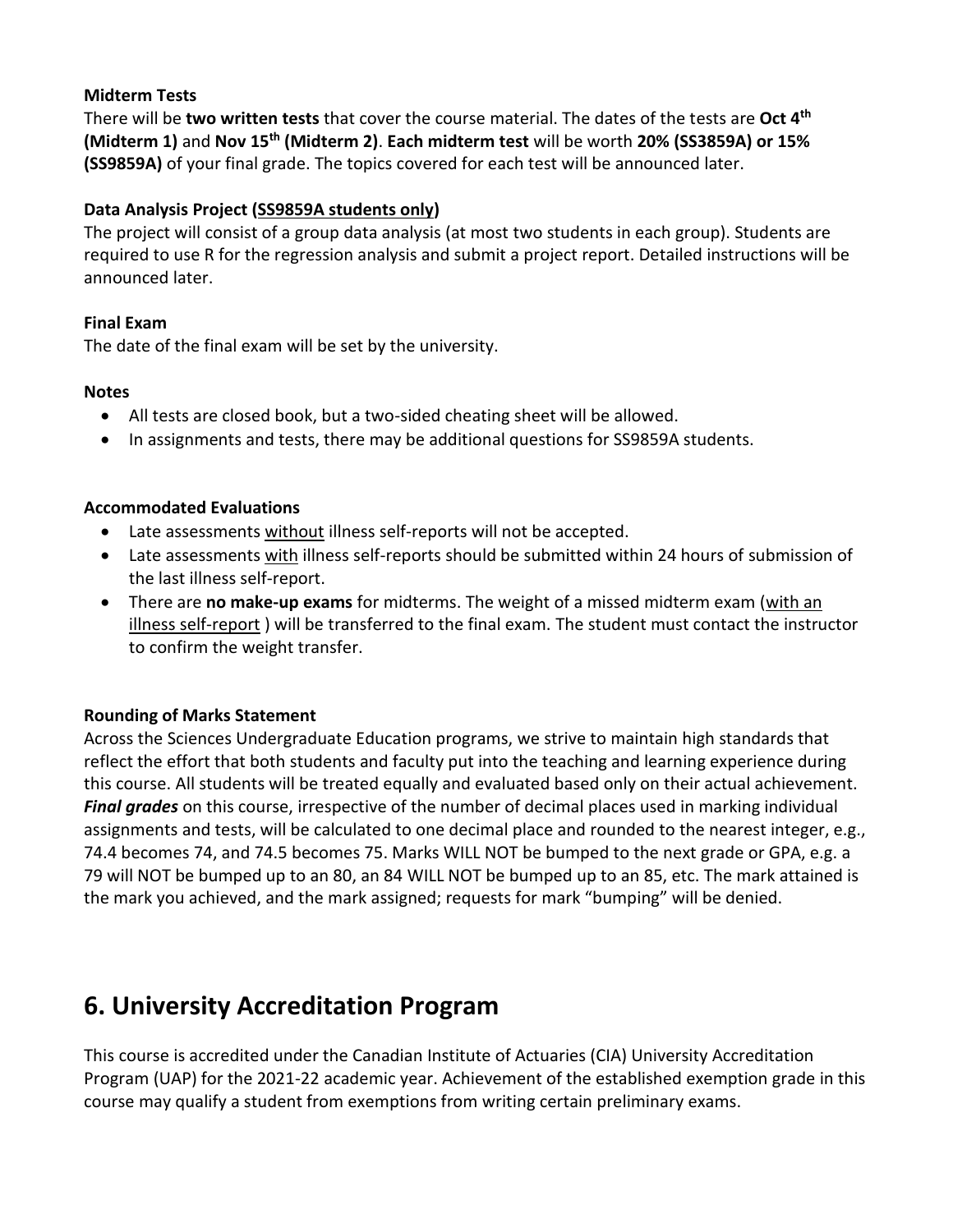**Midterm Tests**

There will be **two written tests** that cover the course material. The dates of the tests are **Oct 4th (Midterm 1)** and **Nov 15th (Midterm 2)**. **Each midterm test** will be worth **20% (SS3859A) or 15% (SS9859A)** of your final grade. The topics covered for each test will be announced later.

**Data Analysis Project (SS9859A students only)**

The project will consist of a group data analysis (at most two students in each group). Students are required to use R for the regression analysis and submit a project report. Detailed instructions will be announced later.

**Final Exam**

The date of the final exam will be set by the university.

**Notes**

- All tests are closed book, but a two-sided cheating sheet will be allowed.
- In assignments and tests, there may be additional questions for SS9859A students.

**Accommodated Evaluations**

- Late assessments without illness self-reports will not be accepted.
- Late assessments with illness self-reports should be submitted within 24 hours of submission of the last illness self-report.
- There are **no make-up exams** for midterms. The weight of a missed midterm exam (with an illness self-report ) will be transferred to the final exam. The student must contact the instructor to confirm the weight transfer.

**Rounding of Marks Statement**

Across the Sciences Undergraduate Education programs, we strive to maintain high standards that reflect the effort that both students and faculty put into the teaching and learning experience during this course. All students will be treated equally and evaluated based only on their actual achievement. ***Final grades*** on this course, irrespective of the number of decimal places used in marking individual assignments and tests, will be calculated to one decimal place and rounded to the nearest integer, e.g., 74.4 becomes 74, and 74.5 becomes 75. Marks WILL NOT be bumped to the next grade or GPA, e.g. a 79 will NOT be bumped up to an 80, an 84 WILL NOT be bumped up to an 85, etc. The mark attained is the mark you achieved, and the mark assigned; requests for mark "bumping" will be denied.

## 6. University Accreditation Program

This course is accredited under the Canadian Institute of Actuaries (CIA) University Accreditation Program (UAP) for the 2021-22 academic year. Achievement of the established exemption grade in this course may qualify a student from exemptions from writing certain preliminary exams.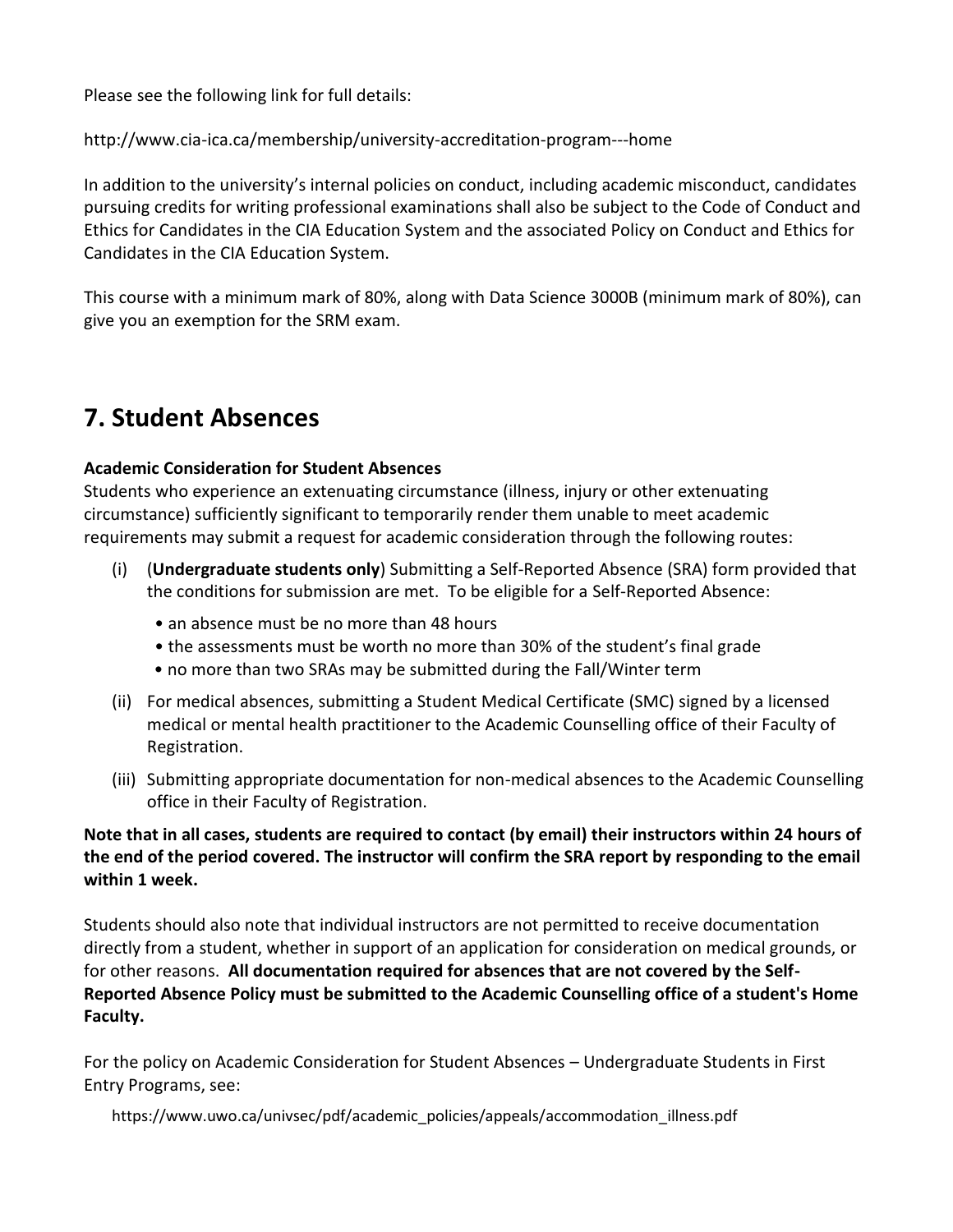Please see the following link for full details:

http://www.cia-ica.ca/membership/university-accreditation-program---home

In addition to the university's internal policies on conduct, including academic misconduct, candidates pursuing credits for writing professional examinations shall also be subject to the Code of Conduct and Ethics for Candidates in the CIA Education System and the associated Policy on Conduct and Ethics for Candidates in the CIA Education System.

This course with a minimum mark of 80%, along with Data Science 3000B (minimum mark of 80%), can give you an exemption for the SRM exam.

# 7. Student Absences

**Academic Consideration for Student Absences**

Students who experience an extenuating circumstance (illness, injury or other extenuating circumstance) sufficiently significant to temporarily render them unable to meet academic requirements may submit a request for academic consideration through the following routes:

(i) (**Undergraduate students only**) Submitting a Self-Reported Absence (SRA) form provided that the conditions for submission are met. To be eligible for a Self-Reported Absence:
  - an absence must be no more than 48 hours
  - the assessments must be worth no more than 30% of the student's final grade
  - no more than two SRAs may be submitted during the Fall/Winter term

(ii) For medical absences, submitting a Student Medical Certificate (SMC) signed by a licensed medical or mental health practitioner to the Academic Counselling office of their Faculty of Registration.

(iii) Submitting appropriate documentation for non-medical absences to the Academic Counselling office in their Faculty of Registration.

**Note that in all cases, students are required to contact (by email) their instructors within 24 hours of the end of the period covered. The instructor will confirm the SRA report by responding to the email within 1 week.**

Students should also note that individual instructors are not permitted to receive documentation directly from a student, whether in support of an application for consideration on medical grounds, or for other reasons. **All documentation required for absences that are not covered by the Self-Reported Absence Policy must be submitted to the Academic Counselling office of a student's Home Faculty.**

For the policy on Academic Consideration for Student Absences – Undergraduate Students in First Entry Programs, see:

https://www.uwo.ca/univsec/pdf/academic_policies/appeals/accommodation_illness.pdf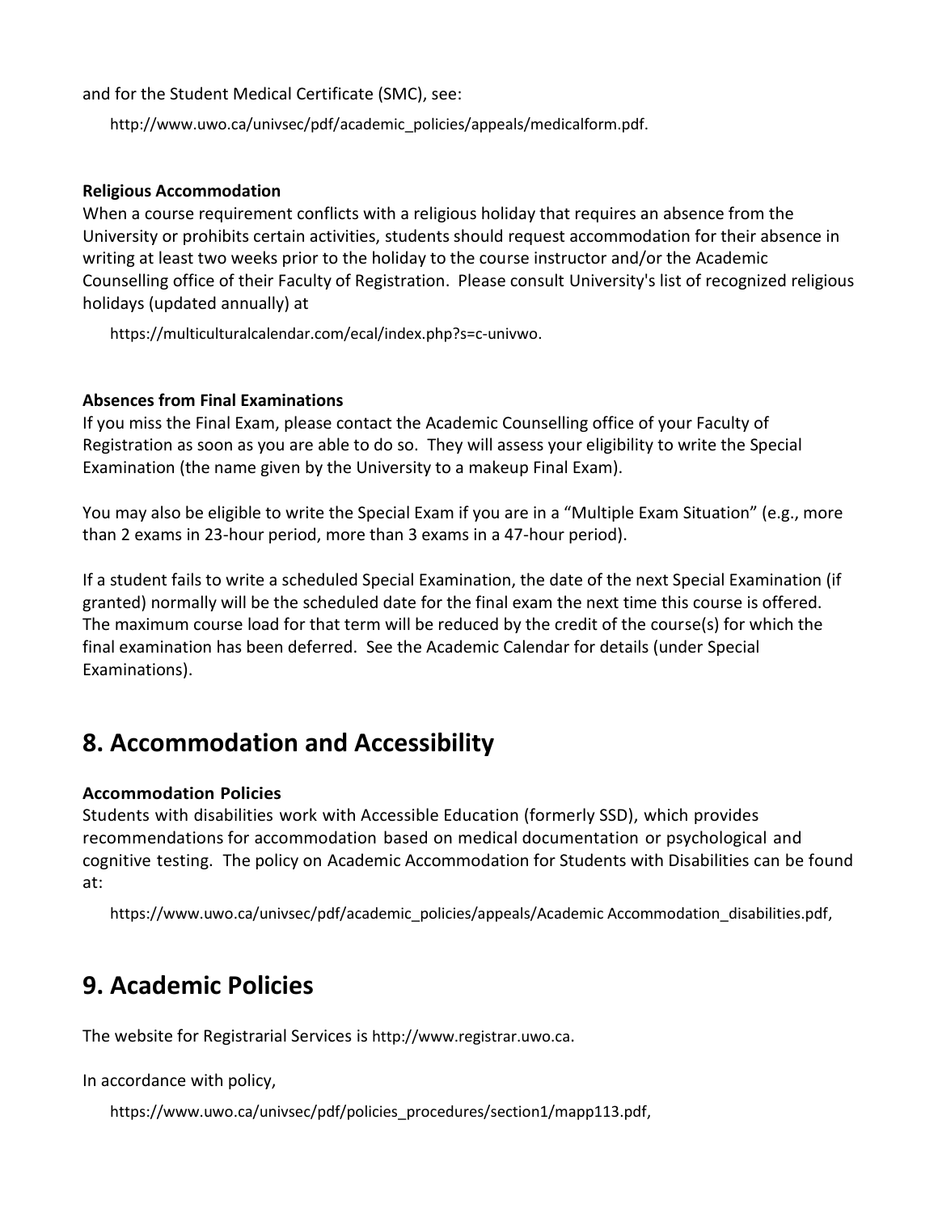and for the Student Medical Certificate (SMC), see:

http://www.uwo.ca/univsec/pdf/academic_policies/appeals/medicalform.pdf.

**Religious Accommodation**
When a course requirement conflicts with a religious holiday that requires an absence from the University or prohibits certain activities, students should request accommodation for their absence in writing at least two weeks prior to the holiday to the course instructor and/or the Academic Counselling office of their Faculty of Registration. Please consult University's list of recognized religious holidays (updated annually) at

https://multiculturalcalendar.com/ecal/index.php?s=c-univwo.

**Absences from Final Examinations**
If you miss the Final Exam, please contact the Academic Counselling office of your Faculty of Registration as soon as you are able to do so. They will assess your eligibility to write the Special Examination (the name given by the University to a makeup Final Exam).

You may also be eligible to write the Special Exam if you are in a "Multiple Exam Situation" (e.g., more than 2 exams in 23-hour period, more than 3 exams in a 47-hour period).

If a student fails to write a scheduled Special Examination, the date of the next Special Examination (if granted) normally will be the scheduled date for the final exam the next time this course is offered. The maximum course load for that term will be reduced by the credit of the course(s) for which the final examination has been deferred. See the Academic Calendar for details (under Special Examinations).

## 8. Accommodation and Accessibility

**Accommodation Policies**
Students with disabilities work with Accessible Education (formerly SSD), which provides recommendations for accommodation based on medical documentation or psychological and cognitive testing. The policy on Academic Accommodation for Students with Disabilities can be found at:

https://www.uwo.ca/univsec/pdf/academic_policies/appeals/Academic Accommodation_disabilities.pdf,

## 9. Academic Policies

The website for Registrarial Services is http://www.registrar.uwo.ca.

In accordance with policy,

https://www.uwo.ca/univsec/pdf/policies_procedures/section1/mapp113.pdf,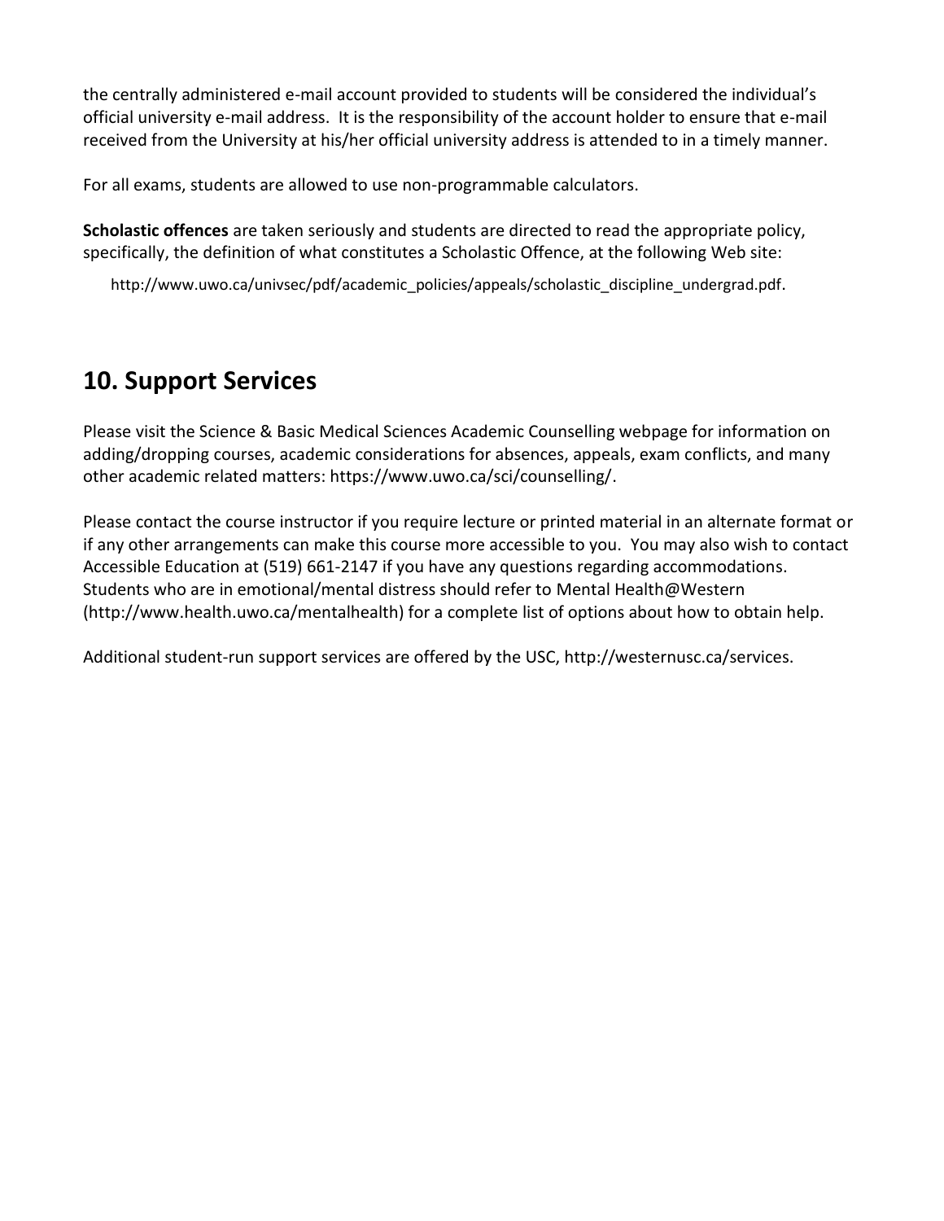the centrally administered e-mail account provided to students will be considered the individual's official university e-mail address. It is the responsibility of the account holder to ensure that e-mail received from the University at his/her official university address is attended to in a timely manner.

For all exams, students are allowed to use non-programmable calculators.

**Scholastic offences** are taken seriously and students are directed to read the appropriate policy, specifically, the definition of what constitutes a Scholastic Offence, at the following Web site:

http://www.uwo.ca/univsec/pdf/academic_policies/appeals/scholastic_discipline_undergrad.pdf.

## 10. Support Services

Please visit the Science & Basic Medical Sciences Academic Counselling webpage for information on adding/dropping courses, academic considerations for absences, appeals, exam conflicts, and many other academic related matters: https://www.uwo.ca/sci/counselling/.

Please contact the course instructor if you require lecture or printed material in an alternate format or if any other arrangements can make this course more accessible to you. You may also wish to contact Accessible Education at (519) 661-2147 if you have any questions regarding accommodations. Students who are in emotional/mental distress should refer to Mental Health@Western (http://www.health.uwo.ca/mentalhealth) for a complete list of options about how to obtain help.

Additional student-run support services are offered by the USC, http://westernusc.ca/services.